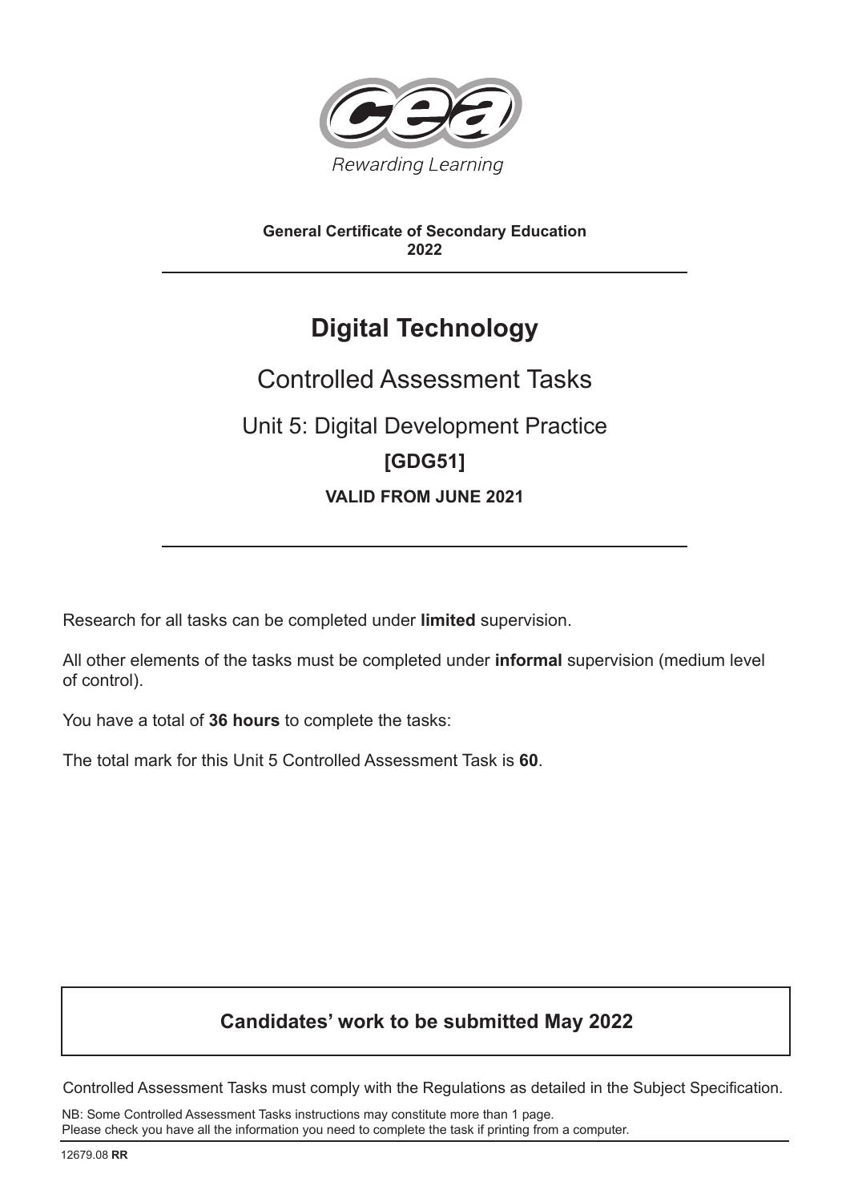Rewarding Learning

**General Certificate of Secondary Education**
**2022**

---

# Digital Technology

## Controlled Assessment Tasks

### Unit 5: Digital Development Practice

**[GDG51]**

**VALID FROM JUNE 2021**

---

Research for all tasks can be completed under **limited** supervision.

All other elements of the tasks must be completed under **informal** supervision (medium level of control).

You have a total of **36 hours** to complete the tasks:

The total mark for this Unit 5 Controlled Assessment Task is **60**.

**Candidates' work to be submitted May 2022**

Controlled Assessment Tasks must comply with the Regulations as detailed in the Subject Specification.

NB: Some Controlled Assessment Tasks instructions may constitute more than 1 page.
Please check you have all the information you need to complete the task if printing from a computer.

12679.08 **RR**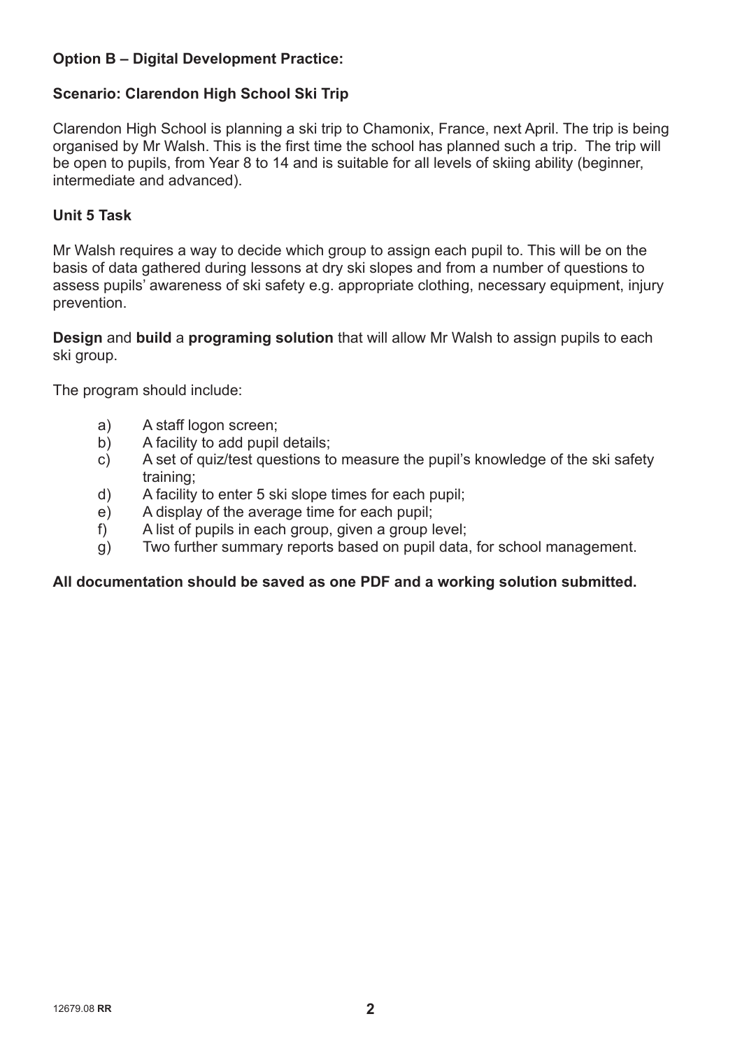**Option B – Digital Development Practice:**

**Scenario: Clarendon High School Ski Trip**

Clarendon High School is planning a ski trip to Chamonix, France, next April. The trip is being organised by Mr Walsh. This is the first time the school has planned such a trip. The trip will be open to pupils, from Year 8 to 14 and is suitable for all levels of skiing ability (beginner, intermediate and advanced).

**Unit 5 Task**

Mr Walsh requires a way to decide which group to assign each pupil to. This will be on the basis of data gathered during lessons at dry ski slopes and from a number of questions to assess pupils' awareness of ski safety e.g. appropriate clothing, necessary equipment, injury prevention.

**Design** and **build** a **programing solution** that will allow Mr Walsh to assign pupils to each ski group.

The program should include:

a) A staff logon screen;
b) A facility to add pupil details;
c) A set of quiz/test questions to measure the pupil's knowledge of the ski safety training;
d) A facility to enter 5 ski slope times for each pupil;
e) A display of the average time for each pupil;
f) A list of pupils in each group, given a group level;
g) Two further summary reports based on pupil data, for school management.

**All documentation should be saved as one PDF and a working solution submitted.**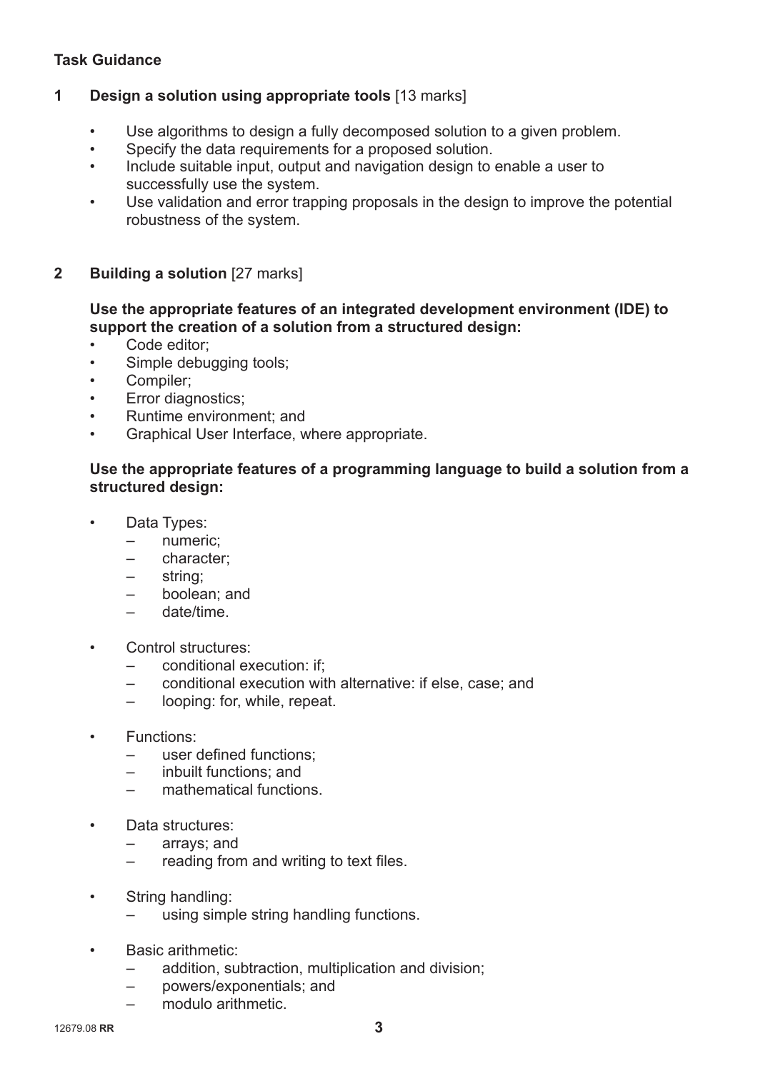**Task Guidance**

**1 Design a solution using appropriate tools** [13 marks]

- Use algorithms to design a fully decomposed solution to a given problem.
- Specify the data requirements for a proposed solution.
- Include suitable input, output and navigation design to enable a user to successfully use the system.
- Use validation and error trapping proposals in the design to improve the potential robustness of the system.

**2 Building a solution** [27 marks]

**Use the appropriate features of an integrated development environment (IDE) to support the creation of a solution from a structured design:**

- Code editor;
- Simple debugging tools;
- Compiler;
- Error diagnostics;
- Runtime environment; and
- Graphical User Interface, where appropriate.

**Use the appropriate features of a programming language to build a solution from a structured design:**

- Data Types:
  - numeric;
  - character;
  - string;
  - boolean; and
  - date/time.
- Control structures:
  - conditional execution: if;
  - conditional execution with alternative: if else, case; and
  - looping: for, while, repeat.
- Functions:
  - user defined functions;
  - inbuilt functions; and
  - mathematical functions.
- Data structures:
  - arrays; and
  - reading from and writing to text files.
- String handling:
  - using simple string handling functions.
- Basic arithmetic:
  - addition, subtraction, multiplication and division;
  - powers/exponentials; and
  - modulo arithmetic.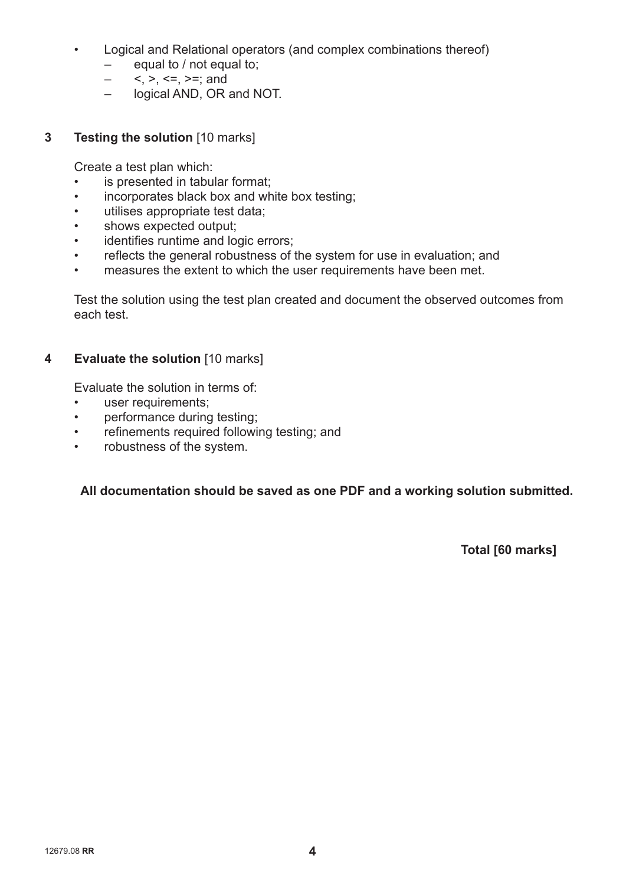- Logical and Relational operators (and complex combinations thereof)
  - equal to / not equal to;
  - <, >, <=, >=; and
  - logical AND, OR and NOT.

**3 Testing the solution** [10 marks]

Create a test plan which:

- is presented in tabular format;
- incorporates black box and white box testing;
- utilises appropriate test data;
- shows expected output;
- identifies runtime and logic errors;
- reflects the general robustness of the system for use in evaluation; and
- measures the extent to which the user requirements have been met.

Test the solution using the test plan created and document the observed outcomes from each test.

**4 Evaluate the solution** [10 marks]

Evaluate the solution in terms of:

- user requirements;
- performance during testing;
- refinements required following testing; and
- robustness of the system.

**All documentation should be saved as one PDF and a working solution submitted.**

**Total [60 marks]**

12679.08 **RR**